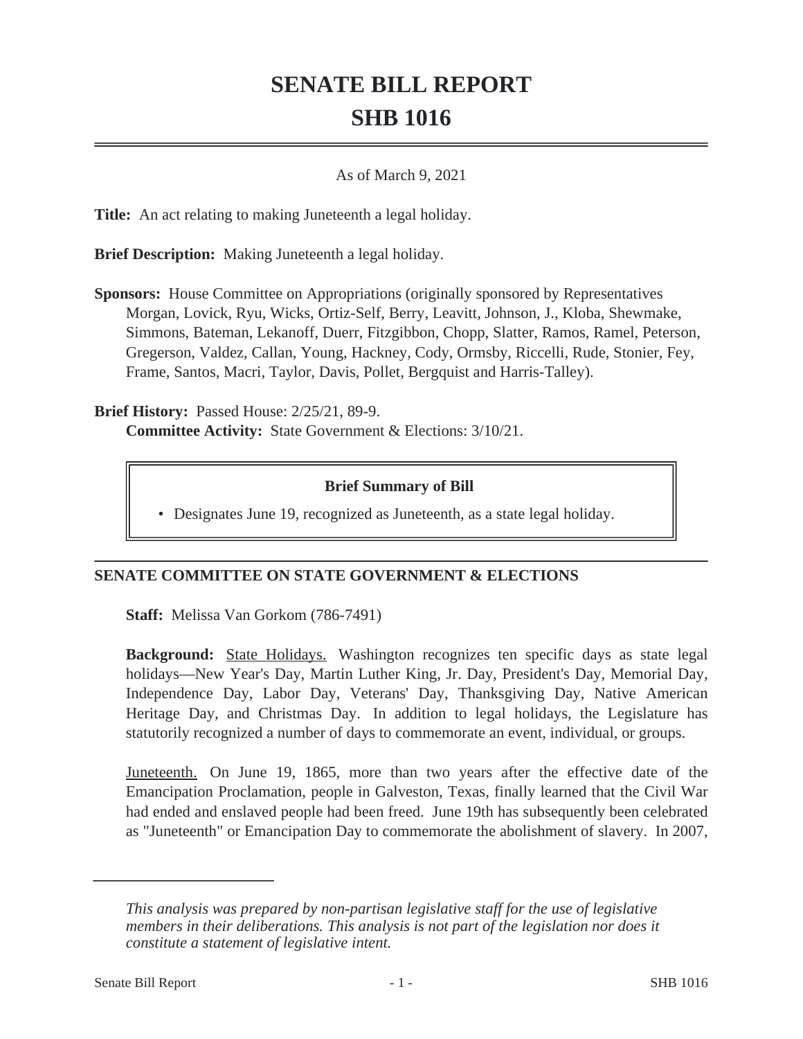# SENATE BILL REPORT
# SHB 1016

As of March 9, 2021

**Title:** An act relating to making Juneteenth a legal holiday.

**Brief Description:** Making Juneteenth a legal holiday.

**Sponsors:** House Committee on Appropriations (originally sponsored by Representatives Morgan, Lovick, Ryu, Wicks, Ortiz-Self, Berry, Leavitt, Johnson, J., Kloba, Shewmake, Simmons, Bateman, Lekanoff, Duerr, Fitzgibbon, Chopp, Slatter, Ramos, Ramel, Peterson, Gregerson, Valdez, Callan, Young, Hackney, Cody, Ormsby, Riccelli, Rude, Stonier, Fey, Frame, Santos, Macri, Taylor, Davis, Pollet, Bergquist and Harris-Talley).

**Brief History:** Passed House: 2/25/21, 89-9.
**Committee Activity:** State Government & Elections: 3/10/21.

**Brief Summary of Bill**

- Designates June 19, recognized as Juneteenth, as a state legal holiday.

## SENATE COMMITTEE ON STATE GOVERNMENT & ELECTIONS

**Staff:** Melissa Van Gorkom (786-7491)

**Background:** State Holidays. Washington recognizes ten specific days as state legal holidays—New Year's Day, Martin Luther King, Jr. Day, President's Day, Memorial Day, Independence Day, Labor Day, Veterans' Day, Thanksgiving Day, Native American Heritage Day, and Christmas Day. In addition to legal holidays, the Legislature has statutorily recognized a number of days to commemorate an event, individual, or groups.

Juneteenth. On June 19, 1865, more than two years after the effective date of the Emancipation Proclamation, people in Galveston, Texas, finally learned that the Civil War had ended and enslaved people had been freed. June 19th has subsequently been celebrated as "Juneteenth" or Emancipation Day to commemorate the abolishment of slavery. In 2007,

---

*This analysis was prepared by non-partisan legislative staff for the use of legislative members in their deliberations. This analysis is not part of the legislation nor does it constitute a statement of legislative intent.*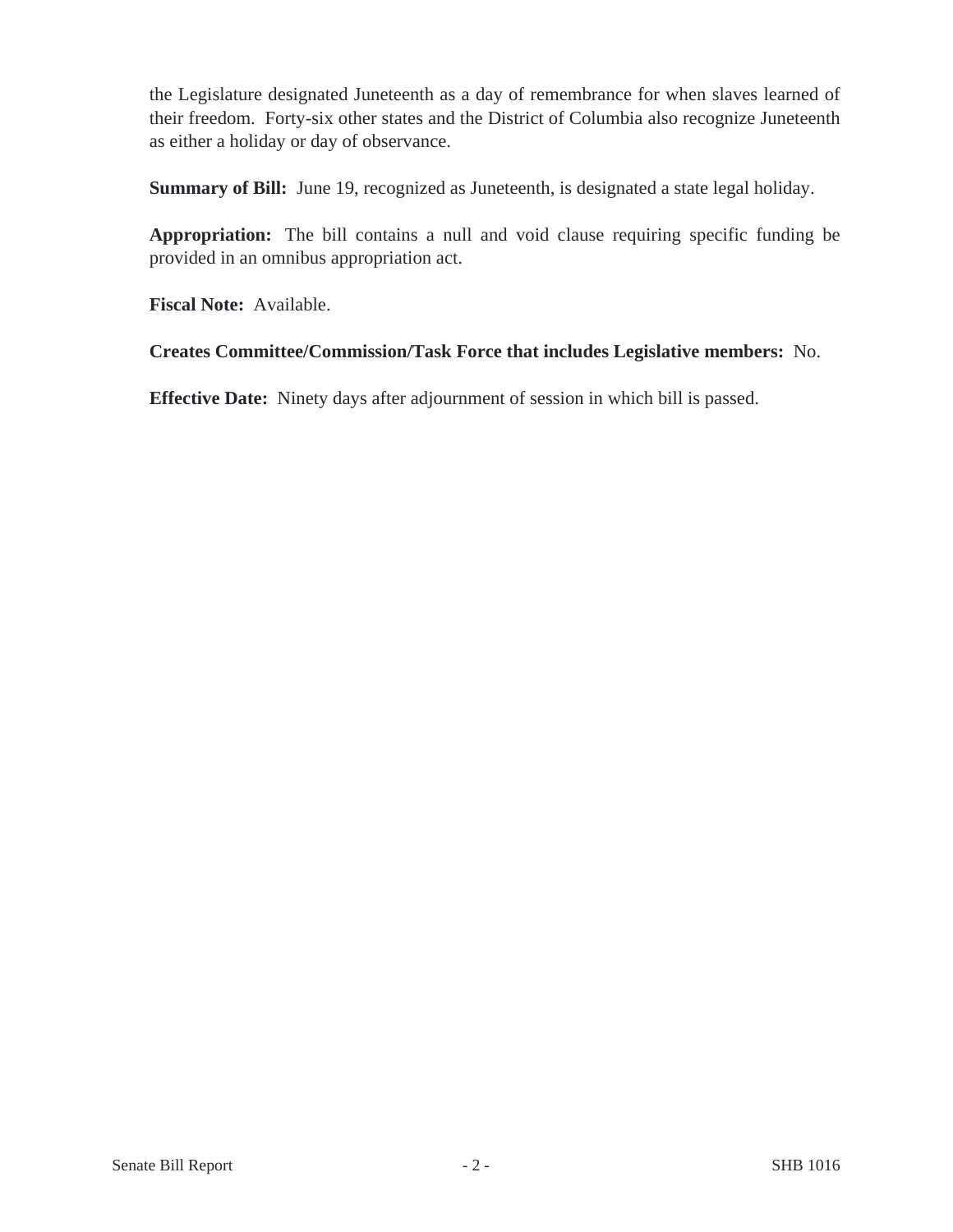the Legislature designated Juneteenth as a day of remembrance for when slaves learned of their freedom. Forty-six other states and the District of Columbia also recognize Juneteenth as either a holiday or day of observance.

**Summary of Bill:** June 19, recognized as Juneteenth, is designated a state legal holiday.

**Appropriation:** The bill contains a null and void clause requiring specific funding be provided in an omnibus appropriation act.

**Fiscal Note:** Available.

**Creates Committee/Commission/Task Force that includes Legislative members:** No.

**Effective Date:** Ninety days after adjournment of session in which bill is passed.